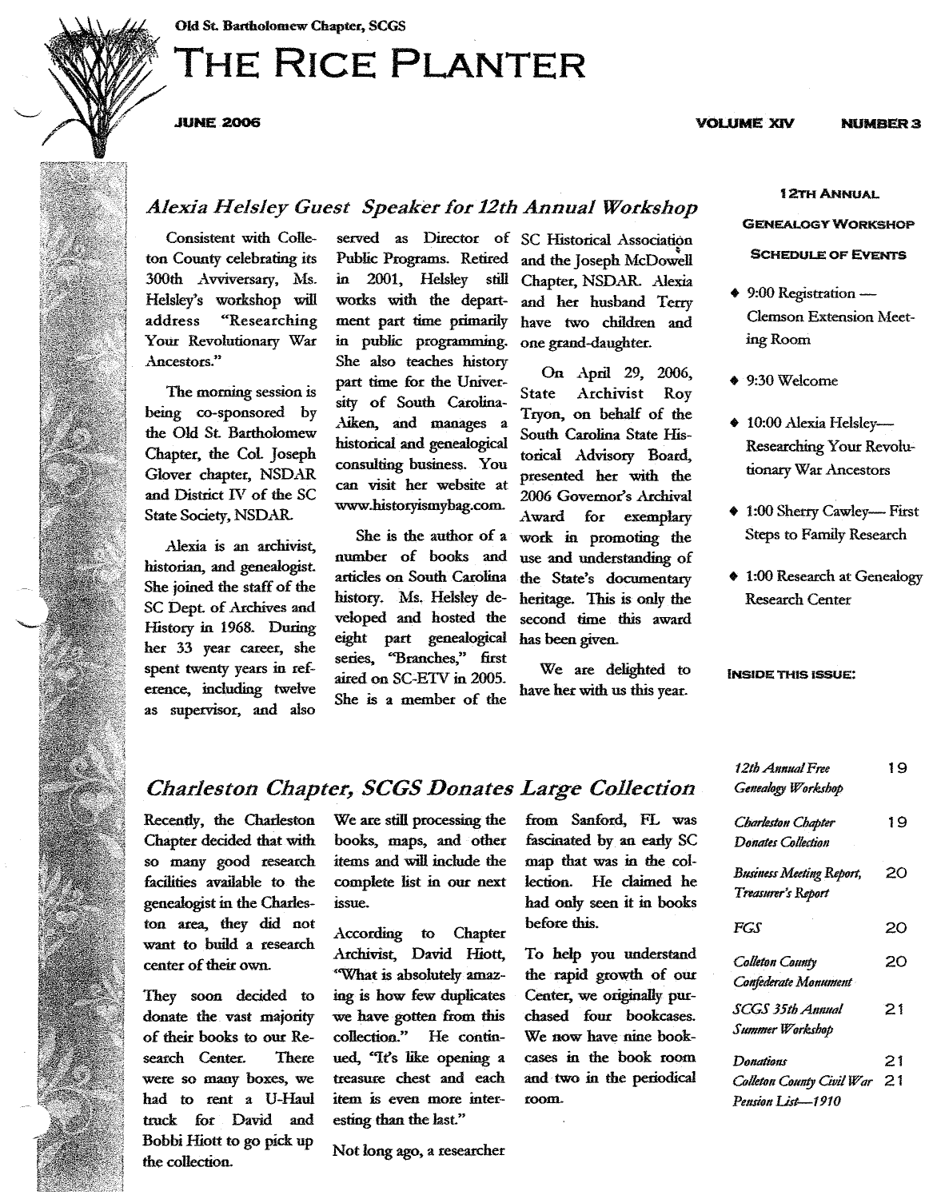Old St. Bartholomew Chapter, SCGS

# The Rice Planter

**JUNE 2006** — **VOLUME XIV** — **NUMBER 3**

## *Alexia Helsley Guest Speaker for 12th Annual Workshop*

Consistent with Colleton County celebrating its 300th Avviversary, Ms. Helsley's workshop will address "Researching Your Revolutionary War Ancestors."

The morning session is being co-sponsored by the Old St. Bartholomew Chapter, the Col. Joseph Glover chapter, NSDAR and District IV of the SC State Society, NSDAR.

Alexia is an archivist, historian, and genealogist. She joined the staff of the SC Dept. of Archives and History in 1968. During her 33 year career, she spent twenty years in reference, including twelve as supervisor, and also served as Director of Public Programs. Retired in 2001, Helsley still works with the department part time primarily in public programming. She also teaches history part time for the University of South Carolina-Aiken, and manages a historical and genealogical consulting business. You can visit her website at www.historyismybag.com.

She is the author of a number of books and articles on South Carolina history. Ms. Helsley developed and hosted the eight part genealogical series, "Branches," first aired on SC-ETV in 2005. She is a member of the SC Historical Association and the Joseph McDowell Chapter, NSDAR. Alexia and her husband Terry have two children and one grand-daughter.

On April 29, 2006, State Archivist Roy Tryon, on behalf of the South Carolina State Historical Advisory Board, presented her with the 2006 Governor's Archival Award for exemplary work in promoting the use and understanding of the State's documentary heritage. This is only the second time this award has been given.

We are delighted to have her with us this year.

### 12th Annual Genealogy Workshop Schedule of Events

- 9:00 Registration — Clemson Extension Meeting Room
- 9:30 Welcome
- 10:00 Alexia Helsley— Researching Your Revolutionary War Ancestors
- 1:00 Sherry Cawley— First Steps to Family Research
- 1:00 Research at Genealogy Research Center

## *Charleston Chapter, SCGS Donates Large Collection*

Recently, the Charleston Chapter decided that with so many good research facilities available to the genealogist in the Charleston area, they did not want to build a research center of their own.

They soon decided to donate the vast majority of their books to our Research Center. There were so many boxes, we had to rent a U-Haul truck for David and Bobbi Hiott to go pick up the collection.

We are still processing the books, maps, and other items and will include the complete list in our next issue.

According to Chapter Archivist, David Hiott, "What is absolutely amazing is how few duplicates we have gotten from this collection." He continued, "It's like opening a treasure chest and each item is even more interesting than the last."

Not long ago, a researcher from Sanford, FL was fascinated by an early SC map that was in the collection. He claimed he had only seen it in books before this.

To help you understand the rapid growth of our Center, we originally purchased four bookcases. We now have nine bookcases in the book room and two in the periodical room.

### Inside this issue:

| | |
|---|---|
| *12th Annual Free Genealogy Workshop* | 19 |
| *Charleston Chapter Donates Collection* | 19 |
| *Business Meeting Report, Treasurer's Report* | 20 |
| *FGS* | 20 |
| *Colleton County Confederate Monument* | 20 |
| *SCGS 35th Annual Summer Workshop* | 21 |
| *Donations* | 21 |
| *Colleton County Civil War Pension List—1910* | 21 |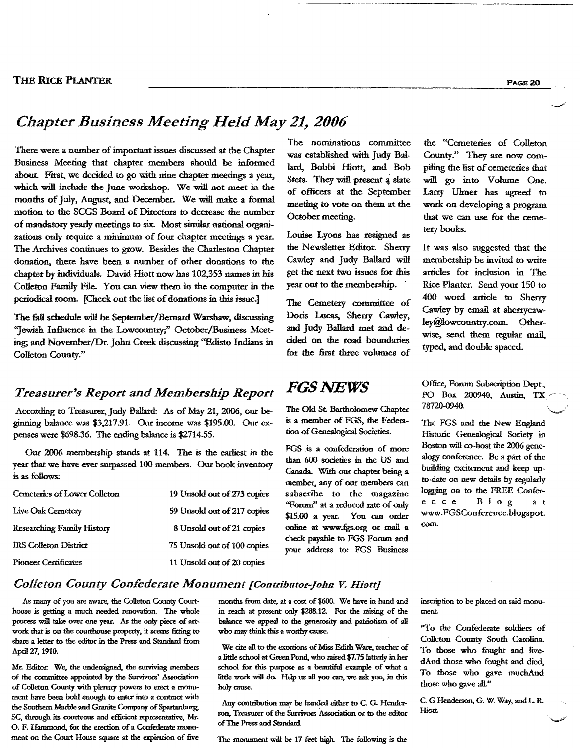## *Chapter Business Meeting Held May 21, 2006*

There were a number of important issues discussed at the Chapter Business Meeting that chapter members should be informed about. First, we decided to go with nine chapter meetings a year, which will include the June workshop. We will not meet in the months of July, August, and December. We will make a formal motion to the SCGS Board of Directors to decrease the number of mandatory yearly meetings to six. Most similar national organizations only require a minimum of four chapter meetings a year. The Archives continues to grow. Besides the Charleston Chapter donation, there have been a number of other donations to the chapter by individuals. David Hiott now has 102,353 names in his Colleton Family File. You can view them in the computer in the periodical room. [Check out the list of donations in this issue.]

The fall schedule will be September/Bernard Warshaw, discussing "Jewish Influence in the Lowcountry;" October/Business Meeting; and November/Dr. John Creek discussing "Edisto Indians in Colleton County."

The nominations committee was established with Judy Ballard, Bobbi Hiott, and Bob Stets. They will present a slate of officers at the September meeting to vote on them at the October meeting.

Louise Lyons has resigned as the Newsletter Editor. Sherry Cawley and Judy Ballard will get the next two issues for this year out to the membership.

The Cemetery committee of Doris Lucas, Sherry Cawley, and Judy Ballard met and decided on the road boundaries for the first three volumes of the "Cemeteries of Colleton County." They are now compiling the list of cemeteries that will go into Volume One. Larry Ulmer has agreed to work on developing a program that we can use for the cemetery books.

It was also suggested that the membership be invited to write articles for inclusion in The Rice Planter. Send your 150 to 400 word article to Sherry Cawley by email at sherrycawley@lowcountry.com. Otherwise, send them regular mail, typed, and double spaced.

## *Treasurer's Report and Membership Report*

According to Treasurer, Judy Ballard: As of May 21, 2006, our beginning balance was $3,217.91. Our income was $195.00. Our expenses were $698.36. The ending balance is $2714.55.

Our 2006 membership stands at 114. The is the earliest in the year that we have ever surpassed 100 members. Our book inventory is as follows:

| | |
|---|---|
| Cemeteries of Lower Colleton | 19 Unsold out of 273 copies |
| Live Oak Cemetery | 59 Unsold out of 217 copies |
| Researching Family History | 8 Unsold out of 21 copies |
| IRS Colleton District | 75 Unsold out of 100 copies |
| Pioneer Certificates | 11 Unsold out of 20 copies |

## *FGS NEWS*

The Old St. Bartholomew Chapter is a member of FGS, the Federation of Genealogical Societies.

FGS is a confederation of more than 600 societies in the US and Canada. With our chapter being a member, any of our members can subscribe to the magazine "Forum" at a reduced rate of only $15.00 a year. You can order online at www.fgs.org or mail a check payable to FGS Forum and your address to: FGS Business Office, Forum Subscription Dept., PO Box 200940, Austin, TX 78720-0940.

The FGS and the New England Historic Genealogical Society in Boston will co-host the 2006 genealogy conference. Be a part of the building excitement and keep up-to-date on new details by regularly logging on to the FREE Conference Blog at www.FGSConference.blogspot.com.

## *Colleton County Confederate Monument [Contributor-John V. Hiott]*

As many of you are aware, the Colleton County Courthouse is getting a much needed renovation. The whole process will take over one year. As the only piece of artwork that is on the courthouse property, it seems fitting to share a letter to the editor in the Press and Standard from April 27, 1910.

Mr. Editor: We, the undersigned, the surviving members of the committee appointed by the Survivors' Association of Colleton County with plenary powers to erect a monument have been bold enough to enter into a contract with the Southern Marble and Granite Company of Spartanburg, SC, through its courteous and efficient representative, Mr. O. F. Hammond, for the erection of a Confederate monument on the Court House square at the expiration of five months from date, at a cost of $600. We have in hand and in reach at present only $288.12. For the raising of the balance we appeal to the generosity and patriotism of all who may think this a worthy cause.

We cite all to the exertions of Miss Edith Ware, teacher of a little school at Green Pond, who raised $7.75 latterly in her school for this purpose as a beautiful example of what a little work will do. Help us all you can, we ask you, in this holy cause.

Any contribution may be handed either to C. G. Henderson, Treasurer of the Survivors Association or to the editor of The Press and Standard.

The monument will be 17 feet high. The following is the inscription to be placed on said monument.

"To the Confederate soldiers of Colleton County South Carolina. To those who fought and livedAnd those who fought and died, To those who gave muchAnd those who gave all."

C. G Henderson, G. W. Way, and L. R. Hiott.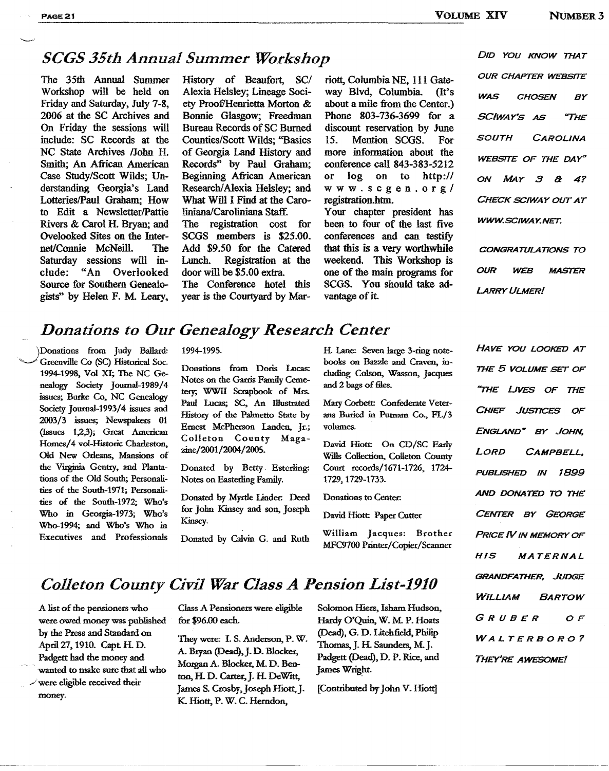## SCGS 35th Annual Summer Workshop

The 35th Annual Summer Workshop will be held on Friday and Saturday, July 7-8, 2006 at the SC Archives and On Friday the sessions will include: SC Records at the NC State Archives /John H. Smith; An African American Case Study/Scott Wilds; Understanding Georgia's Land Lotteries/Paul Graham; How to Edit a Newsletter/Pattie Rivers & Carol H. Bryan; and Ovelooked Sites on the Internet/Connie McNeill. The Saturday sessions will include: "An Overlooked Source for Southern Genealogists" by Helen F. M. Leary, History of Beaufort, SC/ Alexia Helsley; Lineage Society Proof/Henrietta Morton & Bonnie Glasgow; Freedman Bureau Records of SC Burned Counties/Scott Wilds; "Basics of Georgia Land History and Records" by Paul Graham; Beginning African American Research/Alexia Helsley; and What Will I Find at the Caroliniana/Caroliniana Staff.

The registration cost for SCGS members is $25.00. Add $9.50 for the Catered Lunch. Registration at the door will be $5.00 extra.

The Conference hotel this year is the Courtyard by Marriott, Columbia NE, 111 Gateway Blvd, Columbia. (It's about a mile from the Center.) Phone 803-736-3699 for a discount reservation by June 15. Mention SCGS. For more information about the conference call 843-383-5212 or log on to http://www.scgen.org/registration.htm.

Your chapter president has been to four of the last five conferences and can testify that this is a very worthwhile weekend. This Workshop is one of the main programs for SCGS. You should take advantage of it.

*DID YOU KNOW THAT OUR CHAPTER WEBSITE WAS CHOSEN BY SCIWAY'S AS "THE SOUTH CAROLINA WEBSITE OF THE DAY" ON MAY 3 & 4? CHECK SCIWAY OUT AT WWW.SCIWAY.NET.*

*CONGRATULATIONS TO OUR WEB MASTER LARRY ULMER!*

## Donations to Our Genealogy Research Center

Donations from Judy Ballard: Greenville Co (SC) Historical Soc. 1994-1998, Vol XI; The NC Genealogy Society Journal-1989/4 issues; Burke Co, NC Genealogy Society Journal-1993/4 issues and 2003/3 issues; Newspakers 01 (Issues 1,2,3); Great American Homes/4 vol-Historic Charleston, Old New Orleans, Mansions of the Virginia Gentry, and Plantations of the Old South; Personalities of the South-1971; Personalities of the South-1972; Who's Who in Georgia-1973; Who's Who-1994; and Who's Who in Executives and Professionals 1994-1995.

Donations from Doris Lucas: Notes on the Garris Family Cemetery; WWII Scrapbook of Mrs. Paul Lucas; SC, An Illustrated History of the Palmetto State by Ernest McPherson Landen, Jr.; Colleton County Magazine/2001/2004/2005.

Donated by Betty Esterling: Notes on Easterling Family.

Donated by Myrtle Linder: Deed for John Kinsey and son, Joseph Kinsey.

Donated by Calvin G. and Ruth H. Lane: Seven large 3-ring notebooks on Bazzle and Craven, including Colson, Wasson, Jacques and 2 bags of files.

Mary Corbett: Confederate Veterans Buried in Putnam Co., FL/3 volumes.

David Hiott: On CD/SC Early Wills Collection, Colleton County Court records/1671-1726, 1724-1729, 1729-1733.

Donations to Center:

David Hiott: Paper Cutter

William Jacques: Brother MFC9700 Printer/Copier/Scanner

*HAVE YOU LOOKED AT THE 5 VOLUME SET OF "THE LIVES OF THE CHIEF JUSTICES OF ENGLAND" BY JOHN, LORD CAMPBELL, PUBLISHED IN 1899 AND DONATED TO THE CENTER BY GEORGE PRICE IV IN MEMORY OF HIS MATERNAL GRANDFATHER, JUDGE WILLIAM BARTOW GRUBER OF WALTERBORO? THEY'RE AWESOME!*

## Colleton County Civil War Class A Pension List-1910

A list of the pensioners who were owed money was published by the Press and Standard on April 27, 1910. Capt. H. D. Padgett had the money and wanted to make sure that all who were eligible received their money.

Class A Pensioners were eligible for $96.00 each.

They were: I. S. Anderson, P. W. A. Bryan (Dead), J. D. Blocker, Morgan A. Blocker, M. D. Benton, H. D. Carter, J. H. DeWitt, James S. Crosby, Joseph Hiott, J. K. Hiott, P. W. C. Herndon, Solomon Hiers, Isham Hudson, Hardy O'Quin, W. M. P. Hoats (Dead), G. D. Litchfield, Philip Thomas, J. H. Saunders, M. J. Padgett (Dead), D. P. Rice, and James Wright.

[Contributed by John V. Hiott]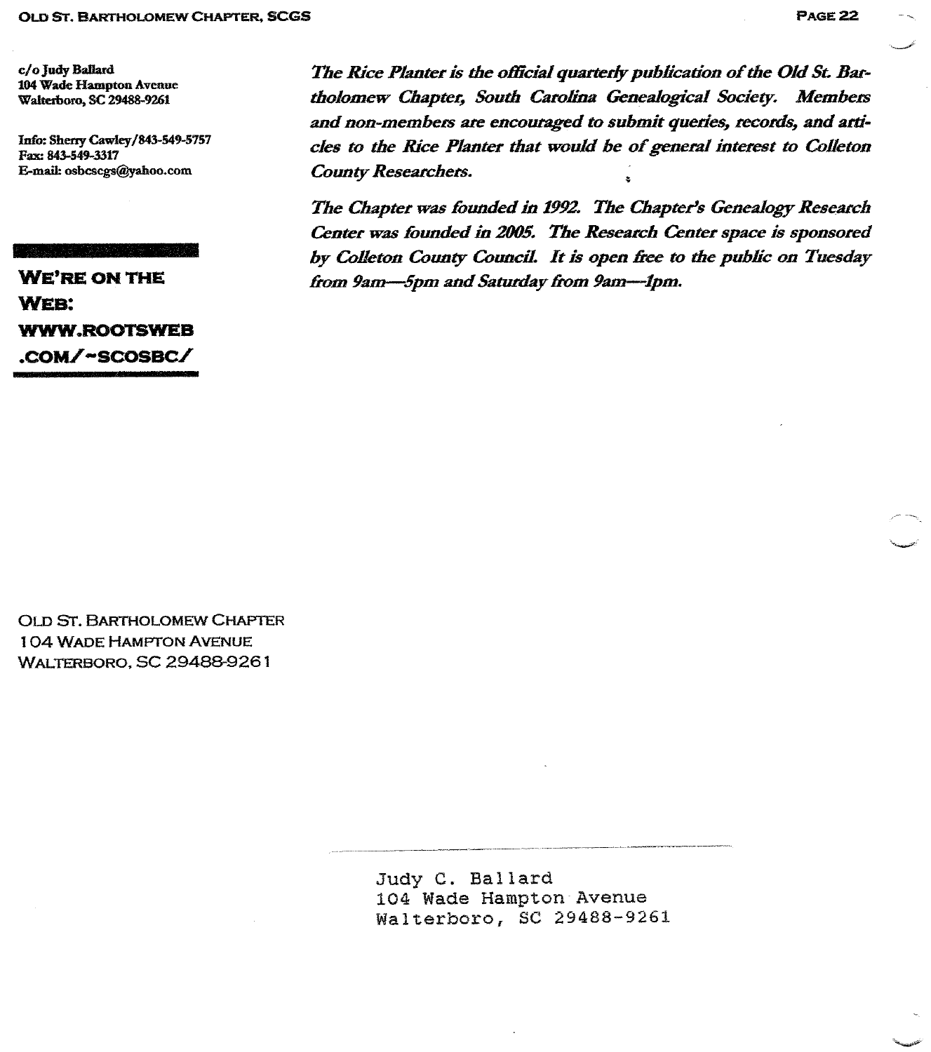c/o Judy Ballard
104 Wade Hampton Avenue
Walterboro, SC 29488-9261

Info: Sherry Cawley/843-549-5757
Fax: 843-549-3317
E-mail: osbcscgs@yahoo.com

**WE'RE ON THE WEB: WWW.ROOTSWEB.COM/~SCOSBC/**

***The Rice Planter is the official quarterly publication of the Old St. Bartholomew Chapter, South Carolina Genealogical Society. Members and non-members are encouraged to submit queries, records, and articles to the Rice Planter that would be of general interest to Colleton County Researchers.***

***The Chapter was founded in 1992. The Chapter's Genealogy Research Center was founded in 2005. The Research Center space is sponsored by Colleton County Council. It is open free to the public on Tuesday from 9am—5pm and Saturday from 9am—1pm.***

OLD ST. BARTHOLOMEW CHAPTER
104 WADE HAMPTON AVENUE
WALTERBORO, SC 29488-9261

Judy C. Ballard
104 Wade Hampton Avenue
Walterboro, SC 29488-9261